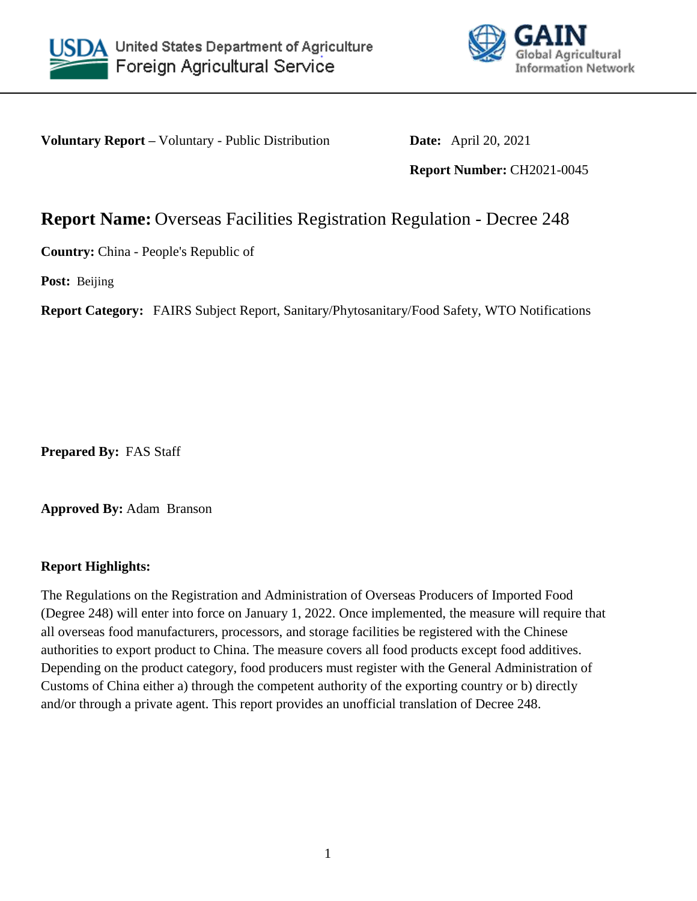United States Department of Agriculture
Foreign Agricultural Service

GAIN
Global Agricultural Information Network

**Voluntary Report –** Voluntary - Public Distribution

**Date:** April 20, 2021

**Report Number:** CH2021-0045

# Report Name: Overseas Facilities Registration Regulation - Decree 248

**Country:** China - People's Republic of

**Post:** Beijing

**Report Category:** FAIRS Subject Report, Sanitary/Phytosanitary/Food Safety, WTO Notifications

**Prepared By:** FAS Staff

**Approved By:** Adam Branson

**Report Highlights:**

The Regulations on the Registration and Administration of Overseas Producers of Imported Food (Degree 248) will enter into force on January 1, 2022. Once implemented, the measure will require that all overseas food manufacturers, processors, and storage facilities be registered with the Chinese authorities to export product to China. The measure covers all food products except food additives. Depending on the product category, food producers must register with the General Administration of Customs of China either a) through the competent authority of the exporting country or b) directly and/or through a private agent. This report provides an unofficial translation of Decree 248.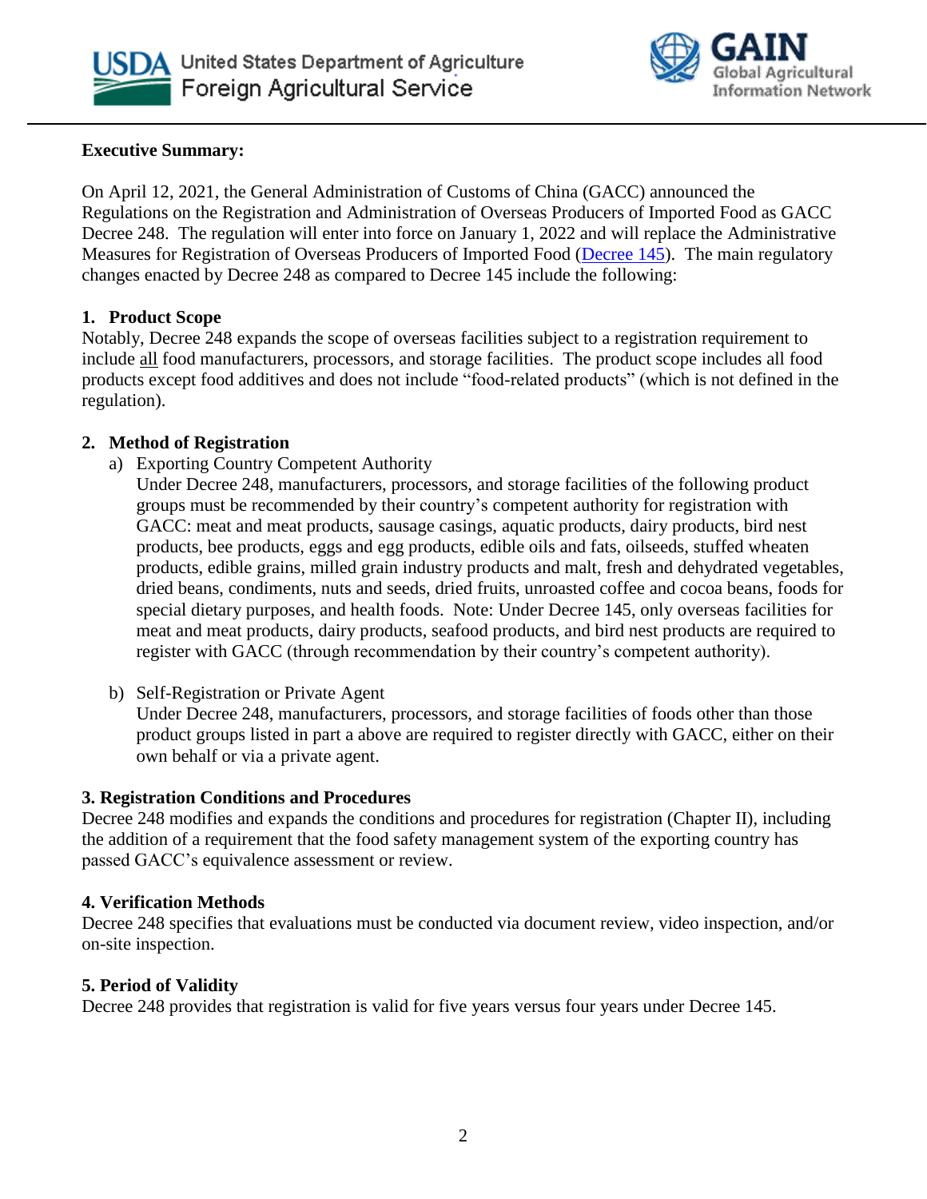**Executive Summary:**

On April 12, 2021, the General Administration of Customs of China (GACC) announced the Regulations on the Registration and Administration of Overseas Producers of Imported Food as GACC Decree 248. The regulation will enter into force on January 1, 2022 and will replace the Administrative Measures for Registration of Overseas Producers of Imported Food (Decree 145). The main regulatory changes enacted by Decree 248 as compared to Decree 145 include the following:

**1. Product Scope**

Notably, Decree 248 expands the scope of overseas facilities subject to a registration requirement to include all food manufacturers, processors, and storage facilities. The product scope includes all food products except food additives and does not include "food-related products" (which is not defined in the regulation).

**2. Method of Registration**

a) Exporting Country Competent Authority

Under Decree 248, manufacturers, processors, and storage facilities of the following product groups must be recommended by their country's competent authority for registration with GACC: meat and meat products, sausage casings, aquatic products, dairy products, bird nest products, bee products, eggs and egg products, edible oils and fats, oilseeds, stuffed wheaten products, edible grains, milled grain industry products and malt, fresh and dehydrated vegetables, dried beans, condiments, nuts and seeds, dried fruits, unroasted coffee and cocoa beans, foods for special dietary purposes, and health foods. Note: Under Decree 145, only overseas facilities for meat and meat products, dairy products, seafood products, and bird nest products are required to register with GACC (through recommendation by their country's competent authority).

b) Self-Registration or Private Agent

Under Decree 248, manufacturers, processors, and storage facilities of foods other than those product groups listed in part a above are required to register directly with GACC, either on their own behalf or via a private agent.

**3. Registration Conditions and Procedures**

Decree 248 modifies and expands the conditions and procedures for registration (Chapter II), including the addition of a requirement that the food safety management system of the exporting country has passed GACC's equivalence assessment or review.

**4. Verification Methods**

Decree 248 specifies that evaluations must be conducted via document review, video inspection, and/or on-site inspection.

**5. Period of Validity**

Decree 248 provides that registration is valid for five years versus four years under Decree 145.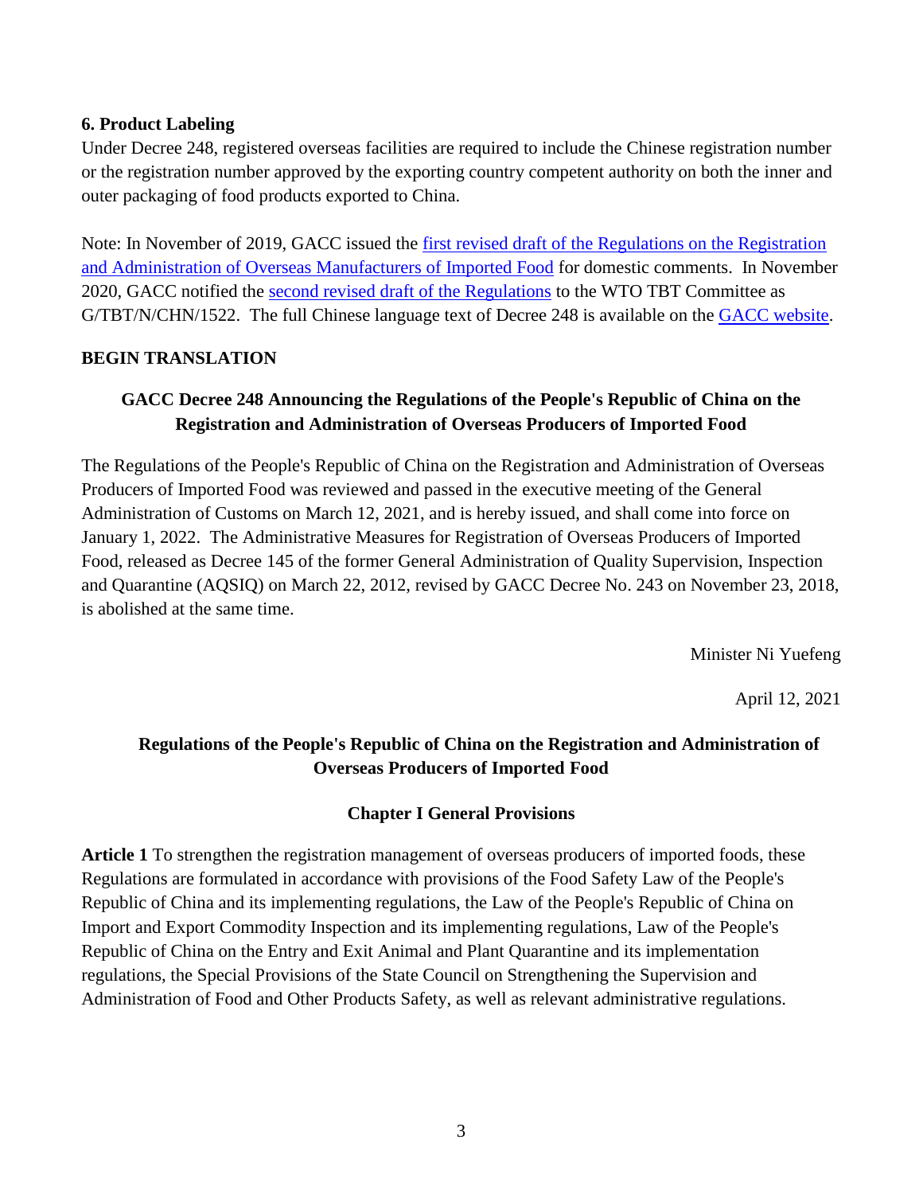**6. Product Labeling**

Under Decree 248, registered overseas facilities are required to include the Chinese registration number or the registration number approved by the exporting country competent authority on both the inner and outer packaging of food products exported to China.

Note: In November of 2019, GACC issued the first revised draft of the Regulations on the Registration and Administration of Overseas Manufacturers of Imported Food for domestic comments. In November 2020, GACC notified the second revised draft of the Regulations to the WTO TBT Committee as G/TBT/N/CHN/1522. The full Chinese language text of Decree 248 is available on the GACC website.

**BEGIN TRANSLATION**

## GACC Decree 248 Announcing the Regulations of the People's Republic of China on the Registration and Administration of Overseas Producers of Imported Food

The Regulations of the People's Republic of China on the Registration and Administration of Overseas Producers of Imported Food was reviewed and passed in the executive meeting of the General Administration of Customs on March 12, 2021, and is hereby issued, and shall come into force on January 1, 2022. The Administrative Measures for Registration of Overseas Producers of Imported Food, released as Decree 145 of the former General Administration of Quality Supervision, Inspection and Quarantine (AQSIQ) on March 22, 2012, revised by GACC Decree No. 243 on November 23, 2018, is abolished at the same time.

Minister Ni Yuefeng

April 12, 2021

## Regulations of the People's Republic of China on the Registration and Administration of Overseas Producers of Imported Food

### Chapter I General Provisions

**Article 1** To strengthen the registration management of overseas producers of imported foods, these Regulations are formulated in accordance with provisions of the Food Safety Law of the People's Republic of China and its implementing regulations, the Law of the People's Republic of China on Import and Export Commodity Inspection and its implementing regulations, Law of the People's Republic of China on the Entry and Exit Animal and Plant Quarantine and its implementation regulations, the Special Provisions of the State Council on Strengthening the Supervision and Administration of Food and Other Products Safety, as well as relevant administrative regulations.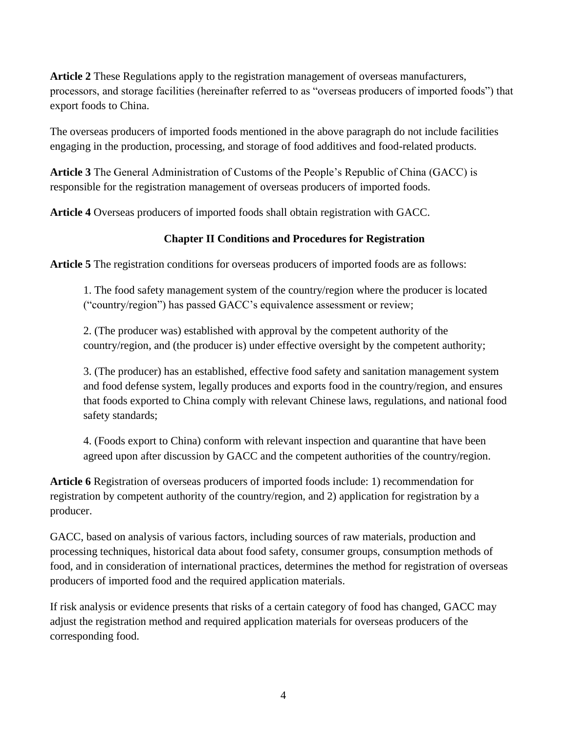**Article 2** These Regulations apply to the registration management of overseas manufacturers, processors, and storage facilities (hereinafter referred to as "overseas producers of imported foods") that export foods to China.

The overseas producers of imported foods mentioned in the above paragraph do not include facilities engaging in the production, processing, and storage of food additives and food-related products.

**Article 3** The General Administration of Customs of the People's Republic of China (GACC) is responsible for the registration management of overseas producers of imported foods.

**Article 4** Overseas producers of imported foods shall obtain registration with GACC.

## Chapter II Conditions and Procedures for Registration

**Article 5** The registration conditions for overseas producers of imported foods are as follows:

1. The food safety management system of the country/region where the producer is located ("country/region") has passed GACC's equivalence assessment or review;

2. (The producer was) established with approval by the competent authority of the country/region, and (the producer is) under effective oversight by the competent authority;

3. (The producer) has an established, effective food safety and sanitation management system and food defense system, legally produces and exports food in the country/region, and ensures that foods exported to China comply with relevant Chinese laws, regulations, and national food safety standards;

4. (Foods export to China) conform with relevant inspection and quarantine that have been agreed upon after discussion by GACC and the competent authorities of the country/region.

**Article 6** Registration of overseas producers of imported foods include: 1) recommendation for registration by competent authority of the country/region, and 2) application for registration by a producer.

GACC, based on analysis of various factors, including sources of raw materials, production and processing techniques, historical data about food safety, consumer groups, consumption methods of food, and in consideration of international practices, determines the method for registration of overseas producers of imported food and the required application materials.

If risk analysis or evidence presents that risks of a certain category of food has changed, GACC may adjust the registration method and required application materials for overseas producers of the corresponding food.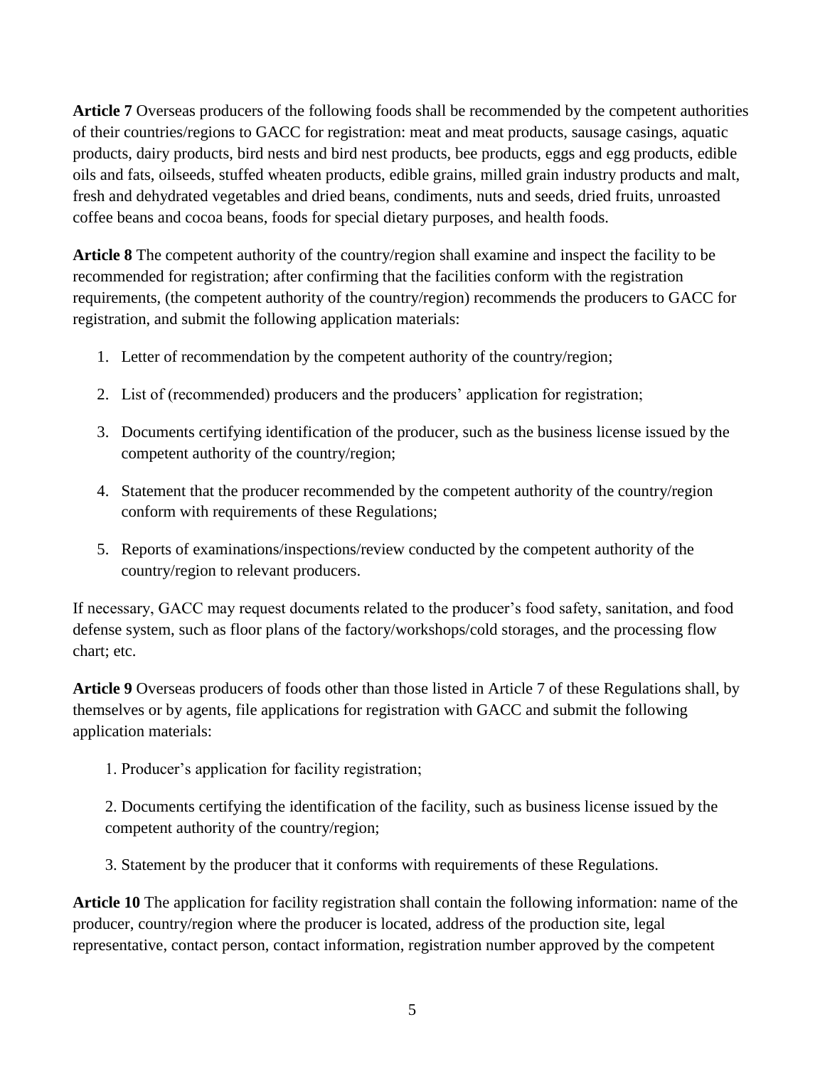**Article 7** Overseas producers of the following foods shall be recommended by the competent authorities of their countries/regions to GACC for registration: meat and meat products, sausage casings, aquatic products, dairy products, bird nests and bird nest products, bee products, eggs and egg products, edible oils and fats, oilseeds, stuffed wheaten products, edible grains, milled grain industry products and malt, fresh and dehydrated vegetables and dried beans, condiments, nuts and seeds, dried fruits, unroasted coffee beans and cocoa beans, foods for special dietary purposes, and health foods.

**Article 8** The competent authority of the country/region shall examine and inspect the facility to be recommended for registration; after confirming that the facilities conform with the registration requirements, (the competent authority of the country/region) recommends the producers to GACC for registration, and submit the following application materials:

1. Letter of recommendation by the competent authority of the country/region;
2. List of (recommended) producers and the producers' application for registration;
3. Documents certifying identification of the producer, such as the business license issued by the competent authority of the country/region;
4. Statement that the producer recommended by the competent authority of the country/region conform with requirements of these Regulations;
5. Reports of examinations/inspections/review conducted by the competent authority of the country/region to relevant producers.

If necessary, GACC may request documents related to the producer's food safety, sanitation, and food defense system, such as floor plans of the factory/workshops/cold storages, and the processing flow chart; etc.

**Article 9** Overseas producers of foods other than those listed in Article 7 of these Regulations shall, by themselves or by agents, file applications for registration with GACC and submit the following application materials:

1. Producer's application for facility registration;
2. Documents certifying the identification of the facility, such as business license issued by the competent authority of the country/region;
3. Statement by the producer that it conforms with requirements of these Regulations.

**Article 10** The application for facility registration shall contain the following information: name of the producer, country/region where the producer is located, address of the production site, legal representative, contact person, contact information, registration number approved by the competent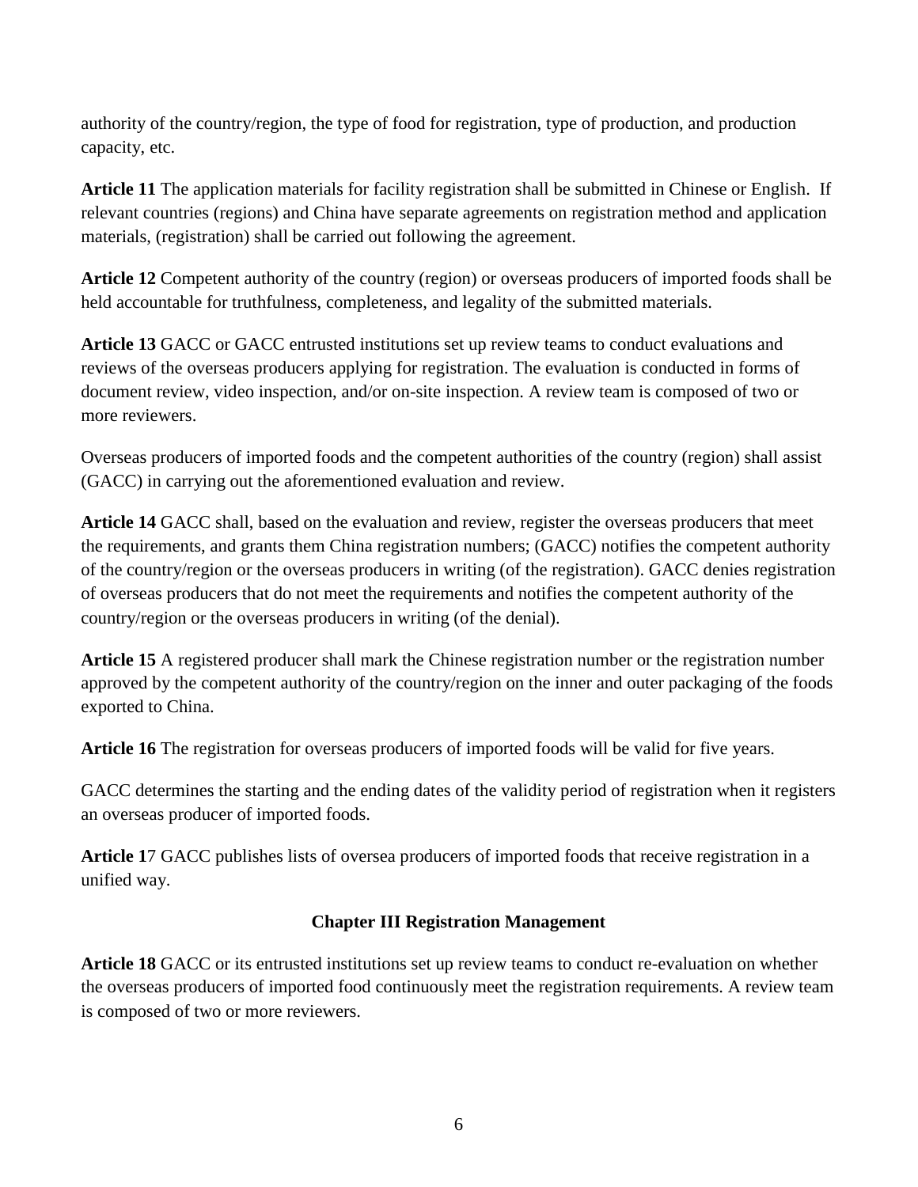authority of the country/region, the type of food for registration, type of production, and production capacity, etc.

**Article 11** The application materials for facility registration shall be submitted in Chinese or English. If relevant countries (regions) and China have separate agreements on registration method and application materials, (registration) shall be carried out following the agreement.

**Article 12** Competent authority of the country (region) or overseas producers of imported foods shall be held accountable for truthfulness, completeness, and legality of the submitted materials.

**Article 13** GACC or GACC entrusted institutions set up review teams to conduct evaluations and reviews of the overseas producers applying for registration. The evaluation is conducted in forms of document review, video inspection, and/or on-site inspection. A review team is composed of two or more reviewers.

Overseas producers of imported foods and the competent authorities of the country (region) shall assist (GACC) in carrying out the aforementioned evaluation and review.

**Article 14** GACC shall, based on the evaluation and review, register the overseas producers that meet the requirements, and grants them China registration numbers; (GACC) notifies the competent authority of the country/region or the overseas producers in writing (of the registration). GACC denies registration of overseas producers that do not meet the requirements and notifies the competent authority of the country/region or the overseas producers in writing (of the denial).

**Article 15** A registered producer shall mark the Chinese registration number or the registration number approved by the competent authority of the country/region on the inner and outer packaging of the foods exported to China.

**Article 16** The registration for overseas producers of imported foods will be valid for five years.

GACC determines the starting and the ending dates of the validity period of registration when it registers an overseas producer of imported foods.

**Article 17** GACC publishes lists of oversea producers of imported foods that receive registration in a unified way.

### Chapter III Registration Management

**Article 18** GACC or its entrusted institutions set up review teams to conduct re-evaluation on whether the overseas producers of imported food continuously meet the registration requirements. A review team is composed of two or more reviewers.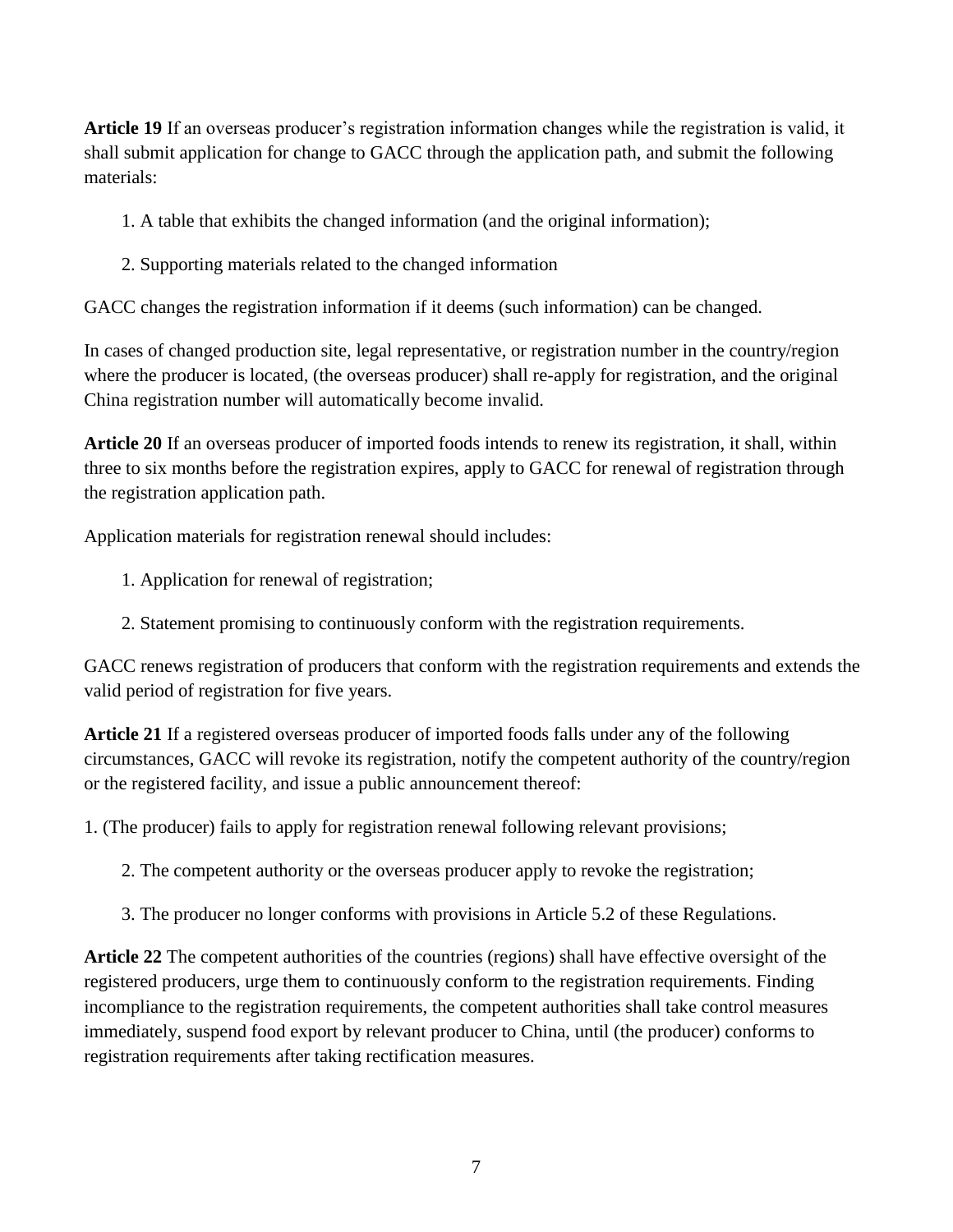**Article 19** If an overseas producer's registration information changes while the registration is valid, it shall submit application for change to GACC through the application path, and submit the following materials:

1. A table that exhibits the changed information (and the original information);
2. Supporting materials related to the changed information

GACC changes the registration information if it deems (such information) can be changed.

In cases of changed production site, legal representative, or registration number in the country/region where the producer is located, (the overseas producer) shall re-apply for registration, and the original China registration number will automatically become invalid.

**Article 20** If an overseas producer of imported foods intends to renew its registration, it shall, within three to six months before the registration expires, apply to GACC for renewal of registration through the registration application path.

Application materials for registration renewal should includes:

1. Application for renewal of registration;
2. Statement promising to continuously conform with the registration requirements.

GACC renews registration of producers that conform with the registration requirements and extends the valid period of registration for five years.

**Article 21** If a registered overseas producer of imported foods falls under any of the following circumstances, GACC will revoke its registration, notify the competent authority of the country/region or the registered facility, and issue a public announcement thereof:

1. (The producer) fails to apply for registration renewal following relevant provisions;
2. The competent authority or the overseas producer apply to revoke the registration;
3. The producer no longer conforms with provisions in Article 5.2 of these Regulations.

**Article 22** The competent authorities of the countries (regions) shall have effective oversight of the registered producers, urge them to continuously conform to the registration requirements. Finding incompliance to the registration requirements, the competent authorities shall take control measures immediately, suspend food export by relevant producer to China, until (the producer) conforms to registration requirements after taking rectification measures.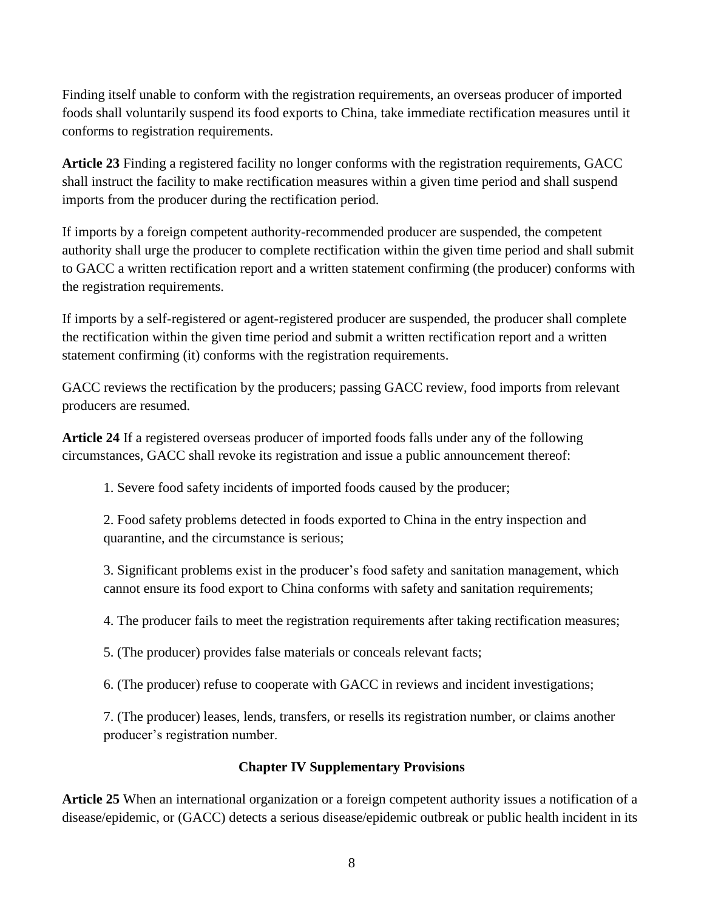Finding itself unable to conform with the registration requirements, an overseas producer of imported foods shall voluntarily suspend its food exports to China, take immediate rectification measures until it conforms to registration requirements.

**Article 23** Finding a registered facility no longer conforms with the registration requirements, GACC shall instruct the facility to make rectification measures within a given time period and shall suspend imports from the producer during the rectification period.

If imports by a foreign competent authority-recommended producer are suspended, the competent authority shall urge the producer to complete rectification within the given time period and shall submit to GACC a written rectification report and a written statement confirming (the producer) conforms with the registration requirements.

If imports by a self-registered or agent-registered producer are suspended, the producer shall complete the rectification within the given time period and submit a written rectification report and a written statement confirming (it) conforms with the registration requirements.

GACC reviews the rectification by the producers; passing GACC review, food imports from relevant producers are resumed.

**Article 24** If a registered overseas producer of imported foods falls under any of the following circumstances, GACC shall revoke its registration and issue a public announcement thereof:

1. Severe food safety incidents of imported foods caused by the producer;

2. Food safety problems detected in foods exported to China in the entry inspection and quarantine, and the circumstance is serious;

3. Significant problems exist in the producer's food safety and sanitation management, which cannot ensure its food export to China conforms with safety and sanitation requirements;

4. The producer fails to meet the registration requirements after taking rectification measures;

5. (The producer) provides false materials or conceals relevant facts;

6. (The producer) refuse to cooperate with GACC in reviews and incident investigations;

7. (The producer) leases, lends, transfers, or resells its registration number, or claims another producer's registration number.

## Chapter IV Supplementary Provisions

**Article 25** When an international organization or a foreign competent authority issues a notification of a disease/epidemic, or (GACC) detects a serious disease/epidemic outbreak or public health incident in its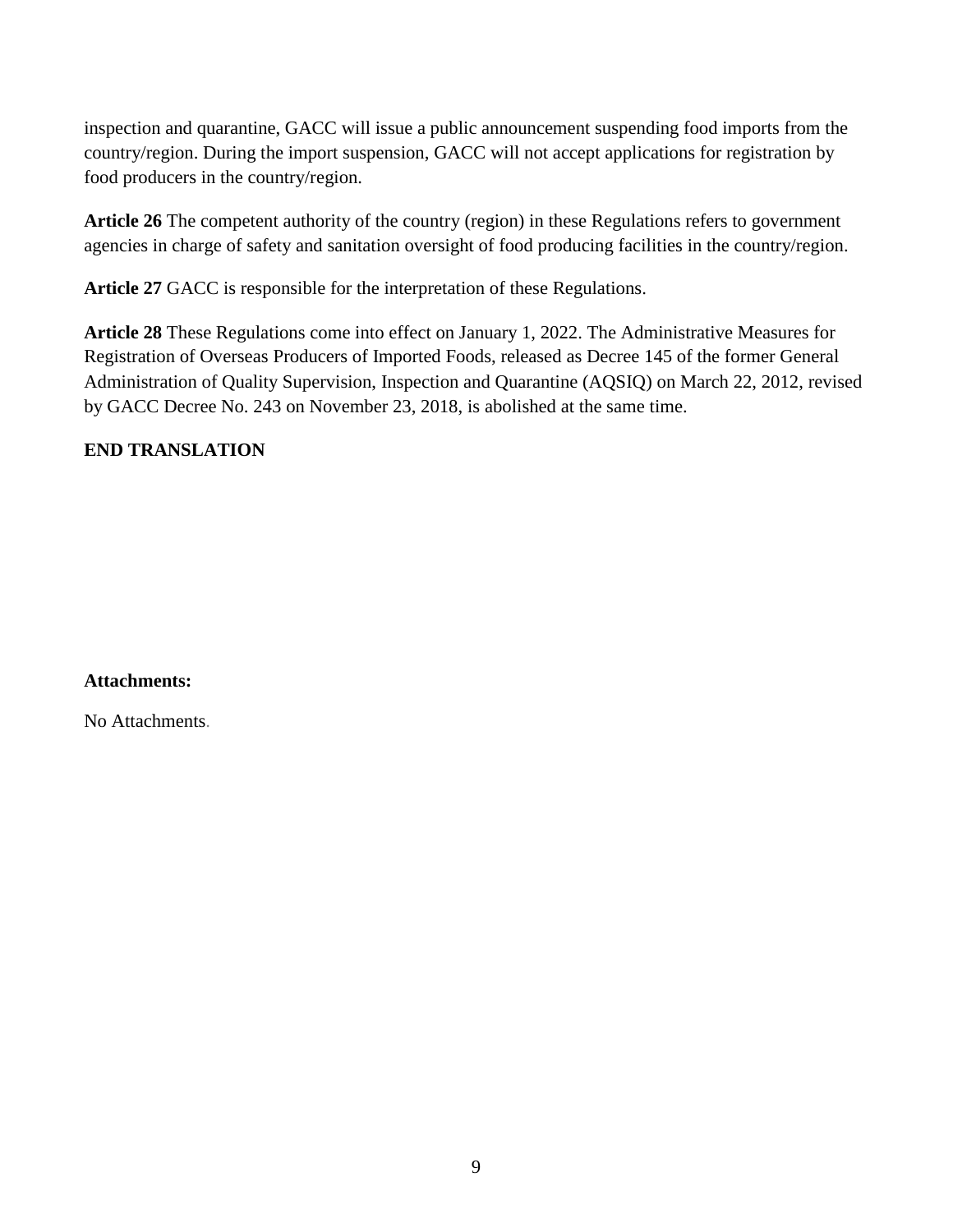inspection and quarantine, GACC will issue a public announcement suspending food imports from the country/region. During the import suspension, GACC will not accept applications for registration by food producers in the country/region.

**Article 26** The competent authority of the country (region) in these Regulations refers to government agencies in charge of safety and sanitation oversight of food producing facilities in the country/region.

**Article 27** GACC is responsible for the interpretation of these Regulations.

**Article 28** These Regulations come into effect on January 1, 2022. The Administrative Measures for Registration of Overseas Producers of Imported Foods, released as Decree 145 of the former General Administration of Quality Supervision, Inspection and Quarantine (AQSIQ) on March 22, 2012, revised by GACC Decree No. 243 on November 23, 2018, is abolished at the same time.

**END TRANSLATION**

**Attachments:**

No Attachments.